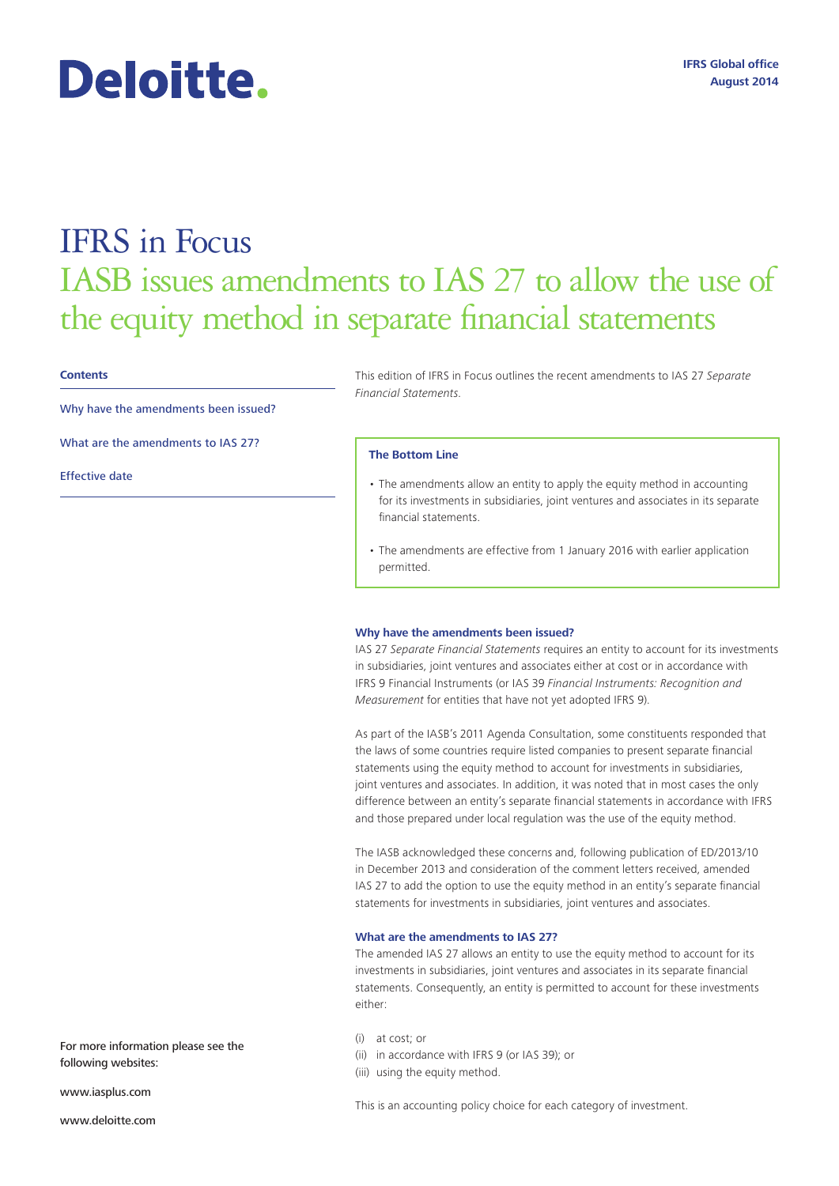Deloitte.

IFRS Global office
August 2014

# IFRS in Focus
## IASB issues amendments to IAS 27 to allow the use of the equity method in separate financial statements

**Contents**

Why have the amendments been issued?

What are the amendments to IAS 27?

Effective date

This edition of IFRS in Focus outlines the recent amendments to IAS 27 *Separate Financial Statements*.

**The Bottom Line**

- The amendments allow an entity to apply the equity method in accounting for its investments in subsidiaries, joint ventures and associates in its separate financial statements.
- The amendments are effective from 1 January 2016 with earlier application permitted.

### Why have the amendments been issued?

IAS 27 *Separate Financial Statements* requires an entity to account for its investments in subsidiaries, joint ventures and associates either at cost or in accordance with IFRS 9 Financial Instruments (or IAS 39 *Financial Instruments: Recognition and Measurement* for entities that have not yet adopted IFRS 9).

As part of the IASB's 2011 Agenda Consultation, some constituents responded that the laws of some countries require listed companies to present separate financial statements using the equity method to account for investments in subsidiaries, joint ventures and associates. In addition, it was noted that in most cases the only difference between an entity's separate financial statements in accordance with IFRS and those prepared under local regulation was the use of the equity method.

The IASB acknowledged these concerns and, following publication of ED/2013/10 in December 2013 and consideration of the comment letters received, amended IAS 27 to add the option to use the equity method in an entity's separate financial statements for investments in subsidiaries, joint ventures and associates.

### What are the amendments to IAS 27?

The amended IAS 27 allows an entity to use the equity method to account for its investments in subsidiaries, joint ventures and associates in its separate financial statements. Consequently, an entity is permitted to account for these investments either:

(i) at cost; or
(ii) in accordance with IFRS 9 (or IAS 39); or
(iii) using the equity method.

This is an accounting policy choice for each category of investment.

For more information please see the following websites:

www.iasplus.com

www.deloitte.com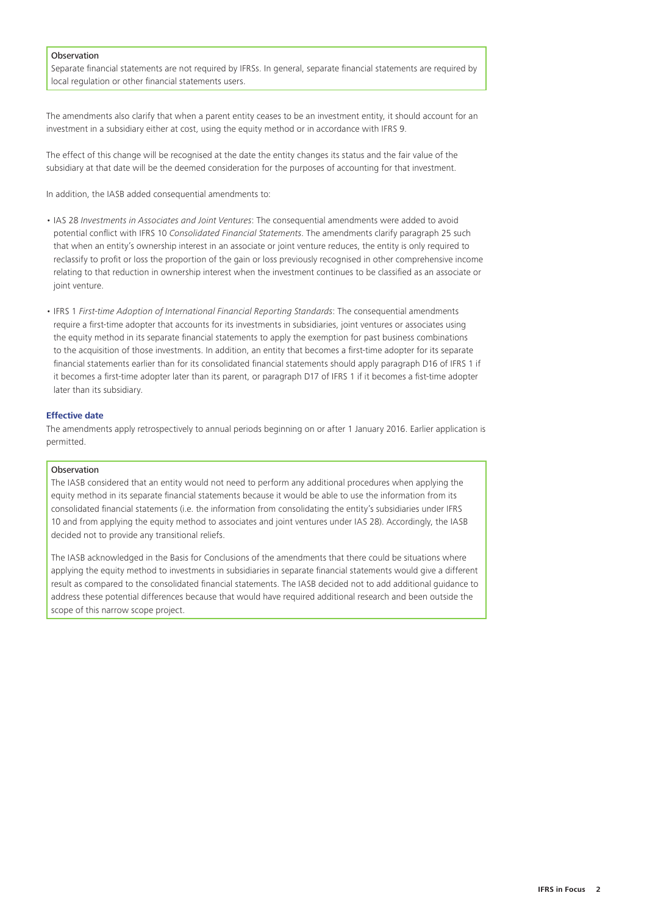> **Observation**
>
> Separate financial statements are not required by IFRSs. In general, separate financial statements are required by local regulation or other financial statements users.

The amendments also clarify that when a parent entity ceases to be an investment entity, it should account for an investment in a subsidiary either at cost, using the equity method or in accordance with IFRS 9.

The effect of this change will be recognised at the date the entity changes its status and the fair value of the subsidiary at that date will be the deemed consideration for the purposes of accounting for that investment.

In addition, the IASB added consequential amendments to:

- IAS 28 *Investments in Associates and Joint Ventures*: The consequential amendments were added to avoid potential conflict with IFRS 10 *Consolidated Financial Statements*. The amendments clarify paragraph 25 such that when an entity's ownership interest in an associate or joint venture reduces, the entity is only required to reclassify to profit or loss the proportion of the gain or loss previously recognised in other comprehensive income relating to that reduction in ownership interest when the investment continues to be classified as an associate or joint venture.

- IFRS 1 *First-time Adoption of International Financial Reporting Standards*: The consequential amendments require a first-time adopter that accounts for its investments in subsidiaries, joint ventures or associates using the equity method in its separate financial statements to apply the exemption for past business combinations to the acquisition of those investments. In addition, an entity that becomes a first-time adopter for its separate financial statements earlier than for its consolidated financial statements should apply paragraph D16 of IFRS 1 if it becomes a first-time adopter later than its parent, or paragraph D17 of IFRS 1 if it becomes a fist-time adopter later than its subsidiary.

### Effective date

The amendments apply retrospectively to annual periods beginning on or after 1 January 2016. Earlier application is permitted.

> **Observation**
>
> The IASB considered that an entity would not need to perform any additional procedures when applying the equity method in its separate financial statements because it would be able to use the information from its consolidated financial statements (i.e. the information from consolidating the entity's subsidiaries under IFRS 10 and from applying the equity method to associates and joint ventures under IAS 28). Accordingly, the IASB decided not to provide any transitional reliefs.
>
> The IASB acknowledged in the Basis for Conclusions of the amendments that there could be situations where applying the equity method to investments in subsidiaries in separate financial statements would give a different result as compared to the consolidated financial statements. The IASB decided not to add additional guidance to address these potential differences because that would have required additional research and been outside the scope of this narrow scope project.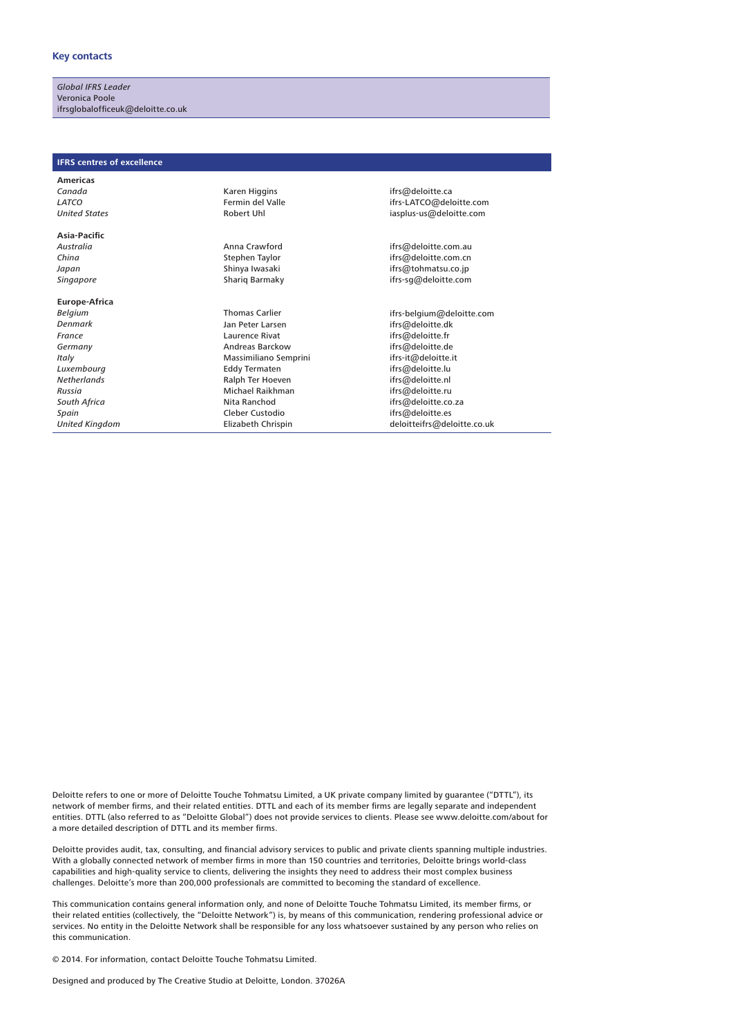### Key contacts

*Global IFRS Leader*
Veronica Poole
ifrsglobalofficeuk@deloitte.co.uk

**IFRS centres of excellence**

| | | |
|---|---|---|
| **Americas** | | |
| *Canada* | Karen Higgins | ifrs@deloitte.ca |
| *LATCO* | Fermin del Valle | ifrs-LATCO@deloitte.com |
| *United States* | Robert Uhl | iasplus-us@deloitte.com |
| **Asia-Pacific** | | |
| *Australia* | Anna Crawford | ifrs@deloitte.com.au |
| *China* | Stephen Taylor | ifrs@deloitte.com.cn |
| *Japan* | Shinya Iwasaki | ifrs@tohmatsu.co.jp |
| *Singapore* | Shariq Barmaky | ifrs-sg@deloitte.com |
| **Europe-Africa** | | |
| *Belgium* | Thomas Carlier | ifrs-belgium@deloitte.com |
| *Denmark* | Jan Peter Larsen | ifrs@deloitte.dk |
| *France* | Laurence Rivat | ifrs@deloitte.fr |
| *Germany* | Andreas Barckow | ifrs@deloitte.de |
| *Italy* | Massimiliano Semprini | ifrs-it@deloitte.it |
| *Luxembourg* | Eddy Termaten | ifrs@deloitte.lu |
| *Netherlands* | Ralph Ter Hoeven | ifrs@deloitte.nl |
| *Russia* | Michael Raikhman | ifrs@deloitte.ru |
| *South Africa* | Nita Ranchod | ifrs@deloitte.co.za |
| *Spain* | Cleber Custodio | ifrs@deloitte.es |
| *United Kingdom* | Elizabeth Chrispin | deloitteifrs@deloitte.co.uk |

Deloitte refers to one or more of Deloitte Touche Tohmatsu Limited, a UK private company limited by guarantee ("DTTL"), its network of member firms, and their related entities. DTTL and each of its member firms are legally separate and independent entities. DTTL (also referred to as "Deloitte Global") does not provide services to clients. Please see www.deloitte.com/about for a more detailed description of DTTL and its member firms.

Deloitte provides audit, tax, consulting, and financial advisory services to public and private clients spanning multiple industries. With a globally connected network of member firms in more than 150 countries and territories, Deloitte brings world-class capabilities and high-quality service to clients, delivering the insights they need to address their most complex business challenges. Deloitte's more than 200,000 professionals are committed to becoming the standard of excellence.

This communication contains general information only, and none of Deloitte Touche Tohmatsu Limited, its member firms, or their related entities (collectively, the "Deloitte Network") is, by means of this communication, rendering professional advice or services. No entity in the Deloitte Network shall be responsible for any loss whatsoever sustained by any person who relies on this communication.

© 2014. For information, contact Deloitte Touche Tohmatsu Limited.

Designed and produced by The Creative Studio at Deloitte, London. 37026A